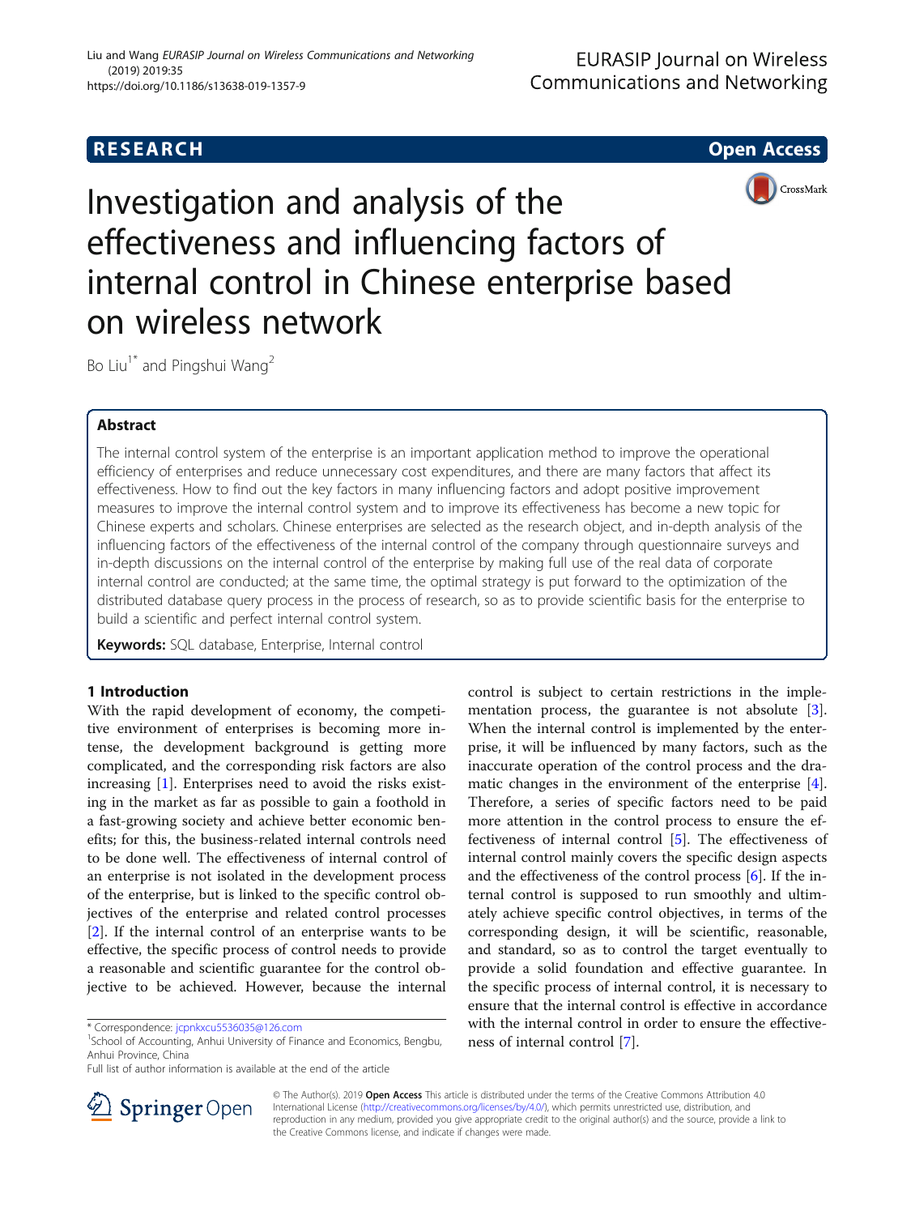# Investigation and analysis of the effectiveness and influencing factors of internal control in Chinese enterprise based on wireless network

Bo Liu[1*] and Pingshui Wang[2]

## Abstract

The internal control system of the enterprise is an important application method to improve the operational efficiency of enterprises and reduce unnecessary cost expenditures, and there are many factors that affect its effectiveness. How to find out the key factors in many influencing factors and adopt positive improvement measures to improve the internal control system and to improve its effectiveness has become a new topic for Chinese experts and scholars. Chinese enterprises are selected as the research object, and in-depth analysis of the influencing factors of the effectiveness of the internal control of the company through questionnaire surveys and in-depth discussions on the internal control of the enterprise by making full use of the real data of corporate internal control are conducted; at the same time, the optimal strategy is put forward to the optimization of the distributed database query process in the process of research, so as to provide scientific basis for the enterprise to build a scientific and perfect internal control system.

**Keywords:** SQL database, Enterprise, Internal control

## 1 Introduction

With the rapid development of economy, the competitive environment of enterprises is becoming more intense, the development background is getting more complicated, and the corresponding risk factors are also increasing [1]. Enterprises need to avoid the risks existing in the market as far as possible to gain a foothold in a fast-growing society and achieve better economic benefits; for this, the business-related internal controls need to be done well. The effectiveness of internal control of an enterprise is not isolated in the development process of the enterprise, but is linked to the specific control objectives of the enterprise and related control processes [2]. If the internal control of an enterprise wants to be effective, the specific process of control needs to provide a reasonable and scientific guarantee for the control objective to be achieved. However, because the internal control is subject to certain restrictions in the implementation process, the guarantee is not absolute [3]. When the internal control is implemented by the enterprise, it will be influenced by many factors, such as the inaccurate operation of the control process and the dramatic changes in the environment of the enterprise [4]. Therefore, a series of specific factors need to be paid more attention in the control process to ensure the effectiveness of internal control [5]. The effectiveness of internal control mainly covers the specific design aspects and the effectiveness of the control process [6]. If the internal control is supposed to run smoothly and ultimately achieve specific control objectives, in terms of the corresponding design, it will be scientific, reasonable, and standard, so as to control the target eventually to provide a solid foundation and effective guarantee. In the specific process of internal control, it is necessary to ensure that the internal control is effective in accordance with the internal control in order to ensure the effectiveness of internal control [7].

* Correspondence: jcpnkxcu5536035@126.com
[1]School of Accounting, Anhui University of Finance and Economics, Bengbu, Anhui Province, China
Full list of author information is available at the end of the article

© The Author(s). 2019 **Open Access** This article is distributed under the terms of the Creative Commons Attribution 4.0 International License (http://creativecommons.org/licenses/by/4.0/), which permits unrestricted use, distribution, and reproduction in any medium, provided you give appropriate credit to the original author(s) and the source, provide a link to the Creative Commons license, and indicate if changes were made.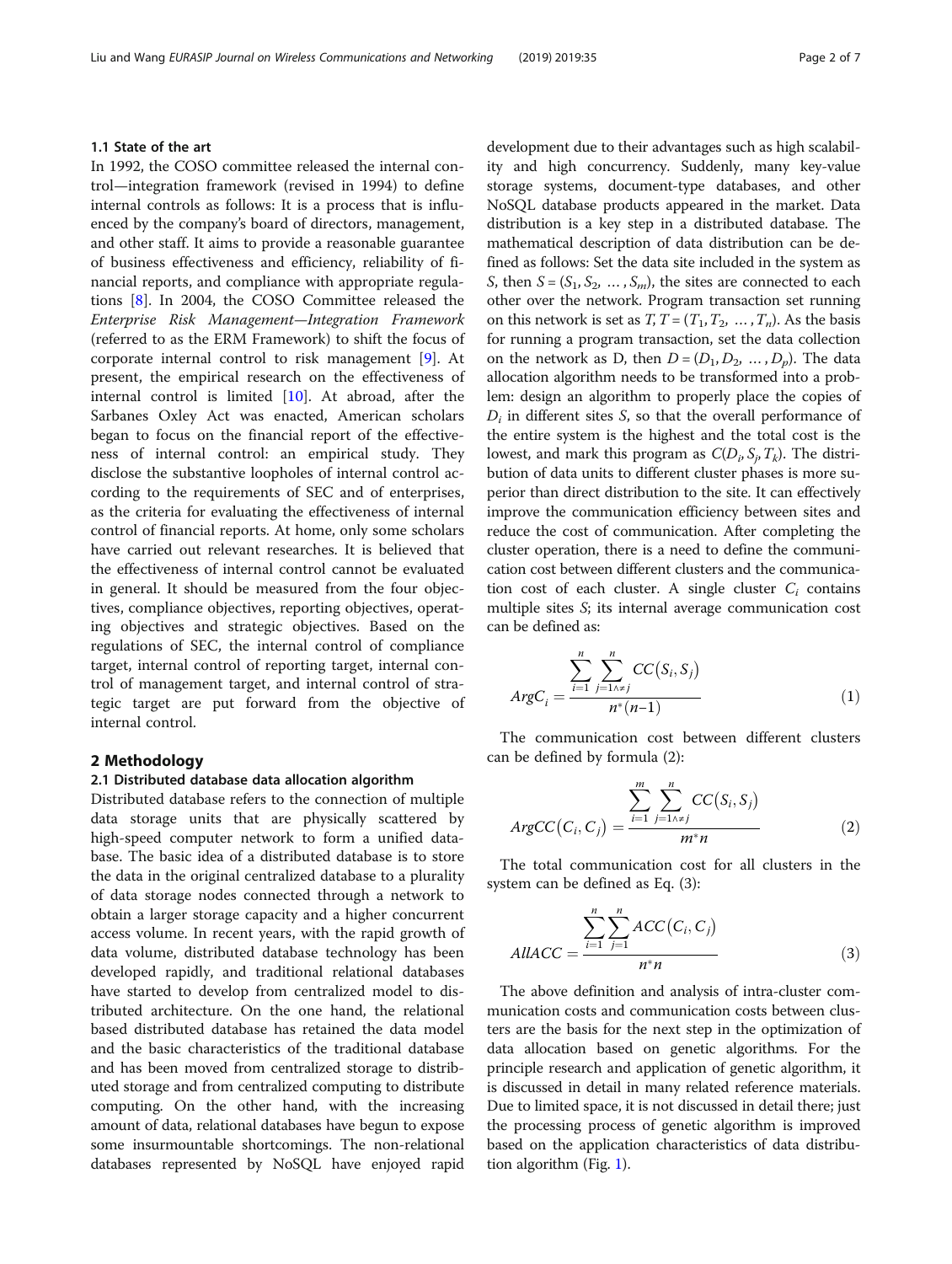### 1.1 State of the art

In 1992, the COSO committee released the internal control—integration framework (revised in 1994) to define internal controls as follows: It is a process that is influenced by the company's board of directors, management, and other staff. It aims to provide a reasonable guarantee of business effectiveness and efficiency, reliability of financial reports, and compliance with appropriate regulations [8]. In 2004, the COSO Committee released the *Enterprise Risk Management—Integration Framework* (referred to as the ERM Framework) to shift the focus of corporate internal control to risk management [9]. At present, the empirical research on the effectiveness of internal control is limited [10]. At abroad, after the Sarbanes Oxley Act was enacted, American scholars began to focus on the financial report of the effectiveness of internal control: an empirical study. They disclose the substantive loopholes of internal control according to the requirements of SEC and of enterprises, as the criteria for evaluating the effectiveness of internal control of financial reports. At home, only some scholars have carried out relevant researches. It is believed that the effectiveness of internal control cannot be evaluated in general. It should be measured from the four objectives, compliance objectives, reporting objectives, operating objectives and strategic objectives. Based on the regulations of SEC, the internal control of compliance target, internal control of reporting target, internal control of management target, and internal control of strategic target are put forward from the objective of internal control.

## 2 Methodology

### 2.1 Distributed database data allocation algorithm

Distributed database refers to the connection of multiple data storage units that are physically scattered by high-speed computer network to form a unified database. The basic idea of a distributed database is to store the data in the original centralized database to a plurality of data storage nodes connected through a network to obtain a larger storage capacity and a higher concurrent access volume. In recent years, with the rapid growth of data volume, distributed database technology has been developed rapidly, and traditional relational databases have started to develop from centralized model to distributed architecture. On the one hand, the relational based distributed database has retained the data model and the basic characteristics of the traditional database and has been moved from centralized storage to distributed storage and from centralized computing to distribute computing. On the other hand, with the increasing amount of data, relational databases have begun to expose some insurmountable shortcomings. The non-relational databases represented by NoSQL have enjoyed rapid development due to their advantages such as high scalability and high concurrency. Suddenly, many key-value storage systems, document-type databases, and other NoSQL database products appeared in the market. Data distribution is a key step in a distributed database. The mathematical description of data distribution can be defined as follows: Set the data site included in the system as $S$, then $S = (S_1, S_2, \ldots, S_m)$, the sites are connected to each other over the network. Program transaction set running on this network is set as $T$, $T = (T_1, T_2, \ldots, T_n)$. As the basis for running a program transaction, set the data collection on the network as D, then $D = (D_1, D_2, \ldots, D_p)$. The data allocation algorithm needs to be transformed into a problem: design an algorithm to properly place the copies of $D_i$ in different sites $S$, so that the overall performance of the entire system is the highest and the total cost is the lowest, and mark this program as $C(D_i, S_j, T_k)$. The distribution of data units to different cluster phases is more superior than direct distribution to the site. It can effectively improve the communication efficiency between sites and reduce the cost of communication. After completing the cluster operation, there is a need to define the communication cost between different clusters and the communication cost of each cluster. A single cluster $C_i$ contains multiple sites $S$; its internal average communication cost can be defined as:

$$ArgC_i = \frac{\sum_{i=1}^{n} \sum_{j=1 \wedge \neq j}^{n} CC(S_i, S_j)}{n^*(n-1)} \tag{1}$$

The communication cost between different clusters can be defined by formula (2):

$$ArgCC(C_i, C_j) = \frac{\sum_{i=1}^{m} \sum_{j=1 \wedge \neq j}^{n} CC(S_i, S_j)}{m^* n} \tag{2}$$

The total communication cost for all clusters in the system can be defined as Eq. (3):

$$AllACC = \frac{\sum_{i=1}^{n} \sum_{j=1}^{n} ACC(C_i, C_j)}{n^* n} \tag{3}$$

The above definition and analysis of intra-cluster communication costs and communication costs between clusters are the basis for the next step in the optimization of data allocation based on genetic algorithms. For the principle research and application of genetic algorithm, it is discussed in detail in many related reference materials. Due to limited space, it is not discussed in detail there; just the processing process of genetic algorithm is improved based on the application characteristics of data distribution algorithm (Fig. 1).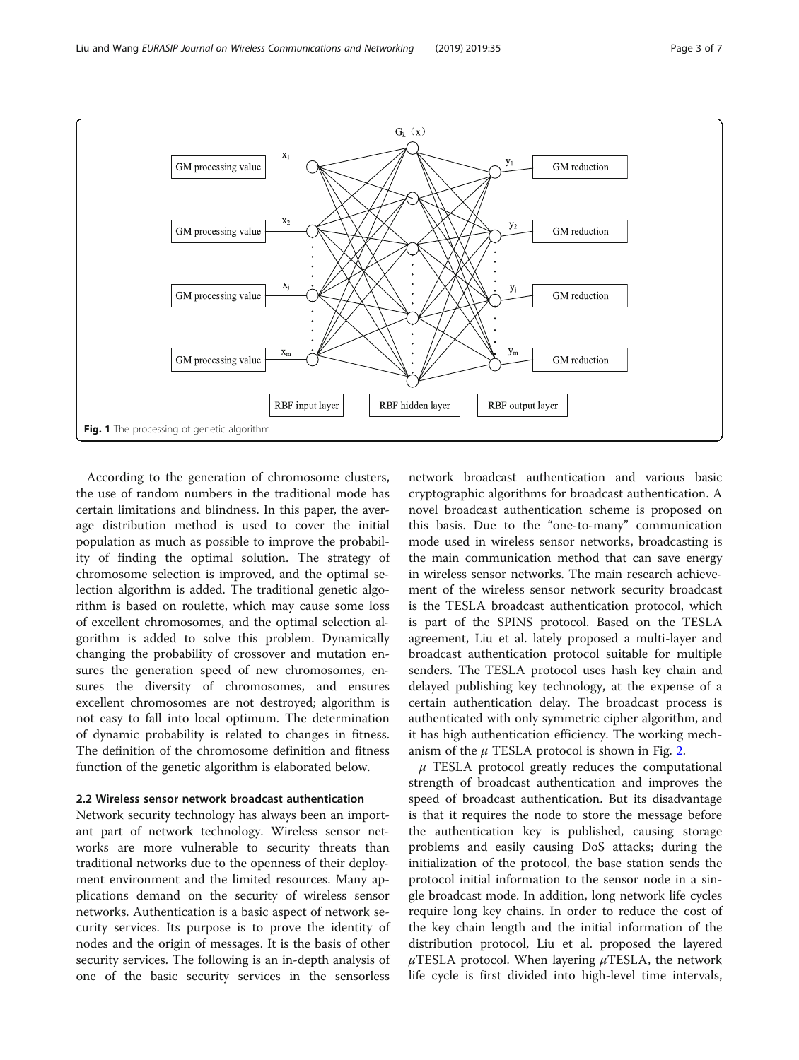Fig. 1 The processing of genetic algorithm

According to the generation of chromosome clusters, the use of random numbers in the traditional mode has certain limitations and blindness. In this paper, the average distribution method is used to cover the initial population as much as possible to improve the probability of finding the optimal solution. The strategy of chromosome selection is improved, and the optimal selection algorithm is added. The traditional genetic algorithm is based on roulette, which may cause some loss of excellent chromosomes, and the optimal selection algorithm is added to solve this problem. Dynamically changing the probability of crossover and mutation ensures the generation speed of new chromosomes, ensures the diversity of chromosomes, and ensures excellent chromosomes are not destroyed; algorithm is not easy to fall into local optimum. The determination of dynamic probability is related to changes in fitness. The definition of the chromosome definition and fitness function of the genetic algorithm is elaborated below.

## 2.2 Wireless sensor network broadcast authentication

Network security technology has always been an important part of network technology. Wireless sensor networks are more vulnerable to security threats than traditional networks due to the openness of their deployment environment and the limited resources. Many applications demand on the security of wireless sensor networks. Authentication is a basic aspect of network security services. Its purpose is to prove the identity of nodes and the origin of messages. It is the basis of other security services. The following is an in-depth analysis of one of the basic security services in the sensorless network broadcast authentication and various basic cryptographic algorithms for broadcast authentication. A novel broadcast authentication scheme is proposed on this basis. Due to the "one-to-many" communication mode used in wireless sensor networks, broadcasting is the main communication method that can save energy in wireless sensor networks. The main research achievement of the wireless sensor network security broadcast is the TESLA broadcast authentication protocol, which is part of the SPINS protocol. Based on the TESLA agreement, Liu et al. lately proposed a multi-layer and broadcast authentication protocol suitable for multiple senders. The TESLA protocol uses hash key chain and delayed publishing key technology, at the expense of a certain authentication delay. The broadcast process is authenticated with only symmetric cipher algorithm, and it has high authentication efficiency. The working mechanism of the $\mu$ TESLA protocol is shown in Fig. 2.

$\mu$ TESLA protocol greatly reduces the computational strength of broadcast authentication and improves the speed of broadcast authentication. But its disadvantage is that it requires the node to store the message before the authentication key is published, causing storage problems and easily causing DoS attacks; during the initialization of the protocol, the base station sends the protocol initial information to the sensor node in a single broadcast mode. In addition, long network life cycles require long key chains. In order to reduce the cost of the key chain length and the initial information of the distribution protocol, Liu et al. proposed the layered $\mu$TESLA protocol. When layering $\mu$TESLA, the network life cycle is first divided into high-level time intervals,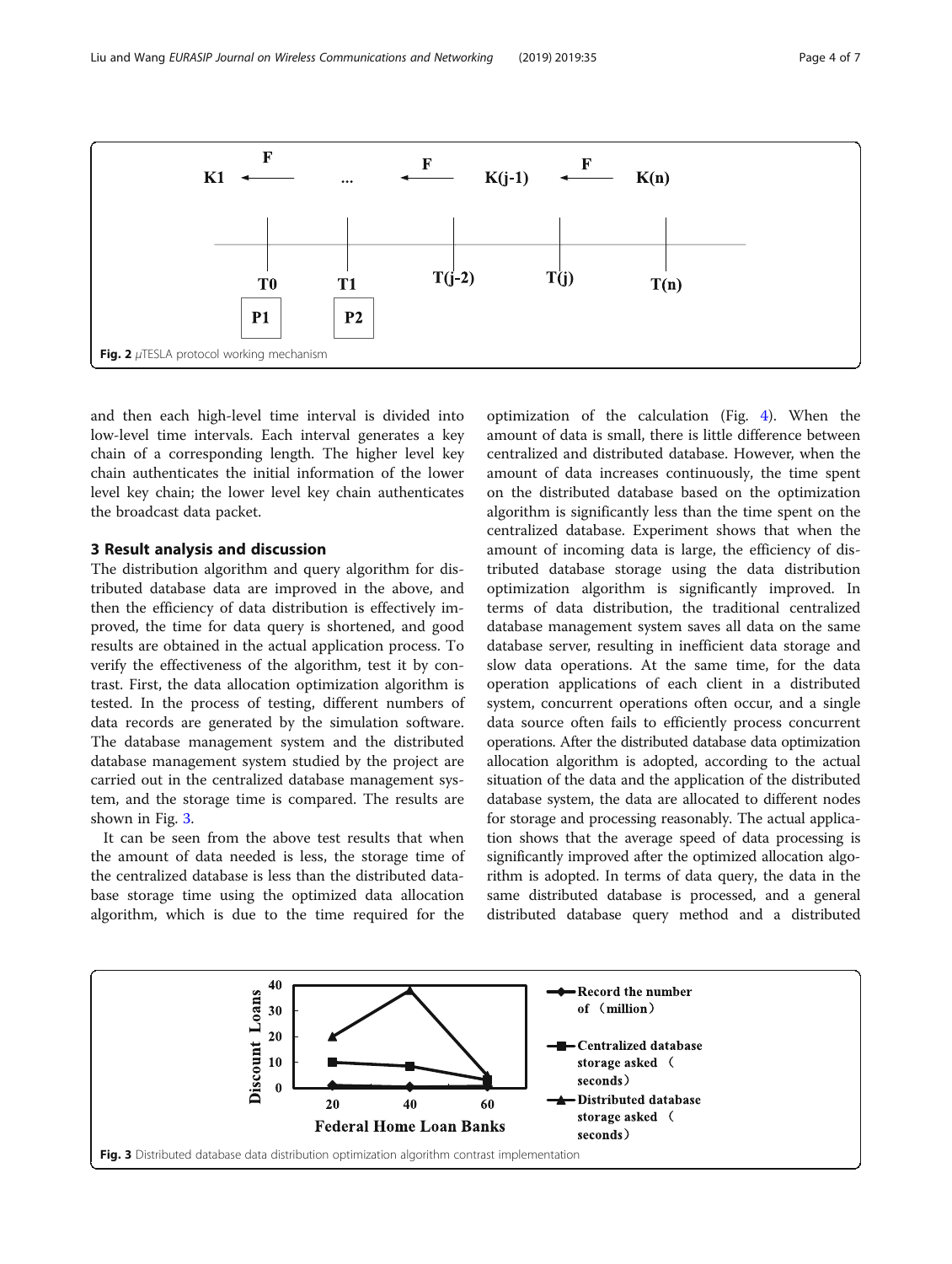Fig. 2 $\mu$TESLA protocol working mechanism

and then each high-level time interval is divided into low-level time intervals. Each interval generates a key chain of a corresponding length. The higher level key chain authenticates the initial information of the lower level key chain; the lower level key chain authenticates the broadcast data packet.

## 3 Result analysis and discussion

The distribution algorithm and query algorithm for distributed database data are improved in the above, and then the efficiency of data distribution is effectively improved, the time for data query is shortened, and good results are obtained in the actual application process. To verify the effectiveness of the algorithm, test it by contrast. First, the data allocation optimization algorithm is tested. In the process of testing, different numbers of data records are generated by the simulation software. The database management system and the distributed database management system studied by the project are carried out in the centralized database management system, and the storage time is compared. The results are shown in Fig. 3.

It can be seen from the above test results that when the amount of data needed is less, the storage time of the centralized database is less than the distributed database storage time using the optimized data allocation algorithm, which is due to the time required for the optimization of the calculation (Fig. 4). When the amount of data is small, there is little difference between centralized and distributed database. However, when the amount of data increases continuously, the time spent on the distributed database based on the optimization algorithm is significantly less than the time spent on the centralized database. Experiment shows that when the amount of incoming data is large, the efficiency of distributed database storage using the data distribution optimization algorithm is significantly improved. In terms of data distribution, the traditional centralized database management system saves all data on the same database server, resulting in inefficient data storage and slow data operations. At the same time, for the data operation applications of each client in a distributed system, concurrent operations often occur, and a single data source often fails to efficiently process concurrent operations. After the distributed database data optimization allocation algorithm is adopted, according to the actual situation of the data and the application of the distributed database system, the data are allocated to different nodes for storage and processing reasonably. The actual application shows that the average speed of data processing is significantly improved after the optimized allocation algorithm is adopted. In terms of data query, the data in the same distributed database is processed, and a general distributed database query method and a distributed

Fig. 3 Distributed database data distribution optimization algorithm contrast implementation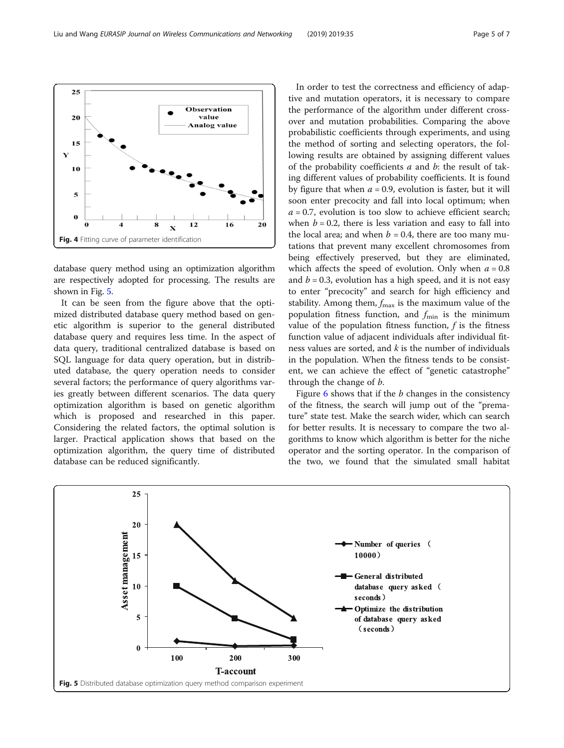Fig. 4 Fitting curve of parameter identification

database query method using an optimization algorithm are respectively adopted for processing. The results are shown in Fig. 5.

It can be seen from the figure above that the optimized distributed database query method based on genetic algorithm is superior to the general distributed database query and requires less time. In the aspect of data query, traditional centralized database is based on SQL language for data query operation, but in distributed database, the query operation needs to consider several factors; the performance of query algorithms varies greatly between different scenarios. The data query optimization algorithm is based on genetic algorithm which is proposed and researched in this paper. Considering the related factors, the optimal solution is larger. Practical application shows that based on the optimization algorithm, the query time of distributed database can be reduced significantly.

In order to test the correctness and efficiency of adaptive and mutation operators, it is necessary to compare the performance of the algorithm under different crossover and mutation probabilities. Comparing the above probabilistic coefficients through experiments, and using the method of sorting and selecting operators, the following results are obtained by assigning different values of the probability coefficients *a* and *b*: the result of taking different values of probability coefficients. It is found by figure that when $a = 0.9$, evolution is faster, but it will soon enter precocity and fall into local optimum; when $a = 0.7$, evolution is too slow to achieve efficient search; when $b = 0.2$, there is less variation and easy to fall into the local area; and when $b = 0.4$, there are too many mutations that prevent many excellent chromosomes from being effectively preserved, but they are eliminated, which affects the speed of evolution. Only when $a = 0.8$ and $b = 0.3$, evolution has a high speed, and it is not easy to enter "precocity" and search for high efficiency and stability. Among them, $f_{\max}$ is the maximum value of the population fitness function, and $f_{\min}$ is the minimum value of the population fitness function, $f$ is the fitness function value of adjacent individuals after individual fitness values are sorted, and $k$ is the number of individuals in the population. When the fitness tends to be consistent, we can achieve the effect of "genetic catastrophe" through the change of $b$.

Figure 6 shows that if the $b$ changes in the consistency of the fitness, the search will jump out of the "premature" state test. Make the search wider, which can search for better results. It is necessary to compare the two algorithms to know which algorithm is better for the niche operator and the sorting operator. In the comparison of the two, we found that the simulated small habitat

Fig. 5 Distributed database optimization query method comparison experiment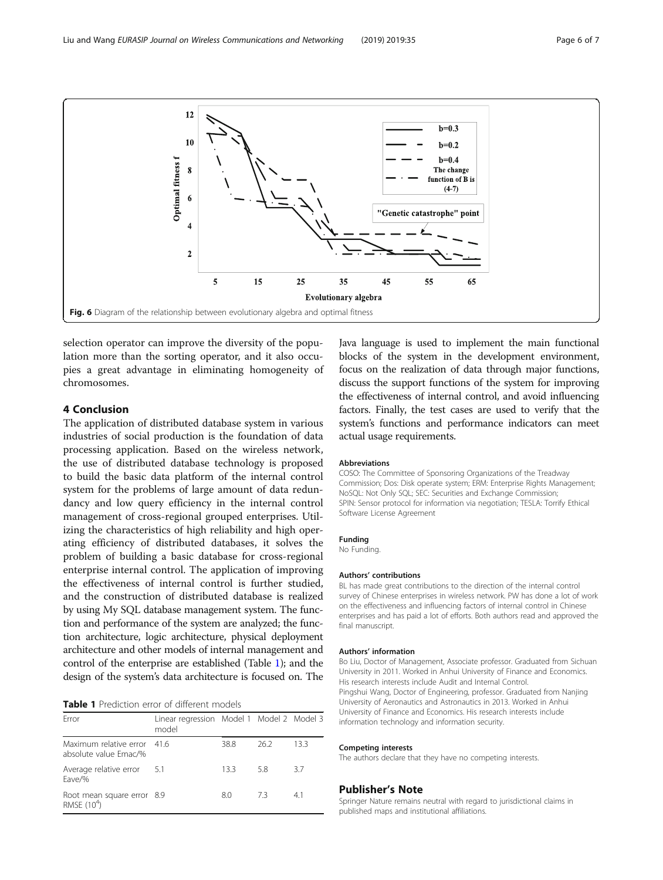Fig. 6 Diagram of the relationship between evolutionary algebra and optimal fitness

selection operator can improve the diversity of the population more than the sorting operator, and it also occupies a great advantage in eliminating homogeneity of chromosomes.

## 4 Conclusion

The application of distributed database system in various industries of social production is the foundation of data processing application. Based on the wireless network, the use of distributed database technology is proposed to build the basic data platform of the internal control system for the problems of large amount of data redundancy and low query efficiency in the internal control management of cross-regional grouped enterprises. Utilizing the characteristics of high reliability and high operating efficiency of distributed databases, it solves the problem of building a basic database for cross-regional enterprise internal control. The application of improving the effectiveness of internal control is further studied, and the construction of distributed database is realized by using My SQL database management system. The function and performance of the system are analyzed; the function architecture, logic architecture, physical deployment architecture and other models of internal management and control of the enterprise are established (Table 1); and the design of the system's data architecture is focused on. The Java language is used to implement the main functional blocks of the system in the development environment, focus on the realization of data through major functions, discuss the support functions of the system for improving the effectiveness of internal control, and avoid influencing factors. Finally, the test cases are used to verify that the system's functions and performance indicators can meet actual usage requirements.

**Table 1** Prediction error of different models

| Error | Linear regression model | Model 1 | Model 2 | Model 3 |
|---|---|---|---|---|
| Maximum relative error absolute value Emac/% | 41.6 | 38.8 | 26.2 | 13.3 |
| Average relative error Eave/% | 5.1 | 13.3 | 5.8 | 3.7 |
| Root mean square error RMSE ($10^4$) | 8.9 | 8.0 | 7.3 | 4.1 |

### Abbreviations

COSO: The Committee of Sponsoring Organizations of the Treadway Commission; Dos: Disk operate system; ERM: Enterprise Rights Management; NoSQL: Not Only SQL; SEC: Securities and Exchange Commission; SPIN: Sensor protocol for information via negotiation; TESLA: Torrify Ethical Software License Agreement

### Funding

No Funding.

### Authors' contributions

BL has made great contributions to the direction of the internal control survey of Chinese enterprises in wireless network. PW has done a lot of work on the effectiveness and influencing factors of internal control in Chinese enterprises and has paid a lot of efforts. Both authors read and approved the final manuscript.

### Authors' information

Bo Liu, Doctor of Management, Associate professor. Graduated from Sichuan University in 2011. Worked in Anhui University of Finance and Economics. His research interests include Audit and Internal Control.
Pingshui Wang, Doctor of Engineering, professor. Graduated from Nanjing University of Aeronautics and Astronautics in 2013. Worked in Anhui University of Finance and Economics. His research interests include information technology and information security.

### Competing interests

The authors declare that they have no competing interests.

## Publisher's Note

Springer Nature remains neutral with regard to jurisdictional claims in published maps and institutional affiliations.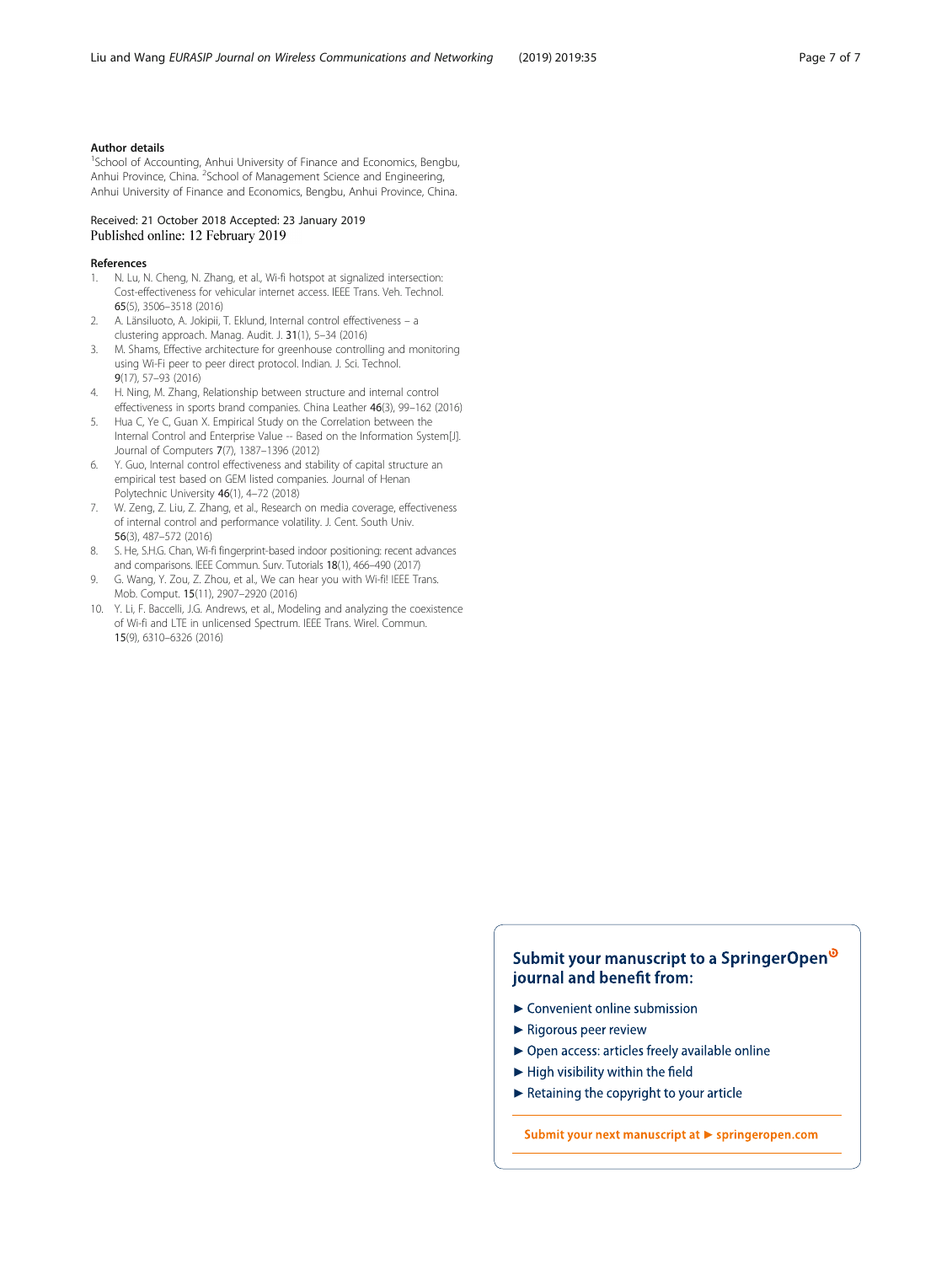#### Author details

[1]School of Accounting, Anhui University of Finance and Economics, Bengbu, Anhui Province, China. [2]School of Management Science and Engineering, Anhui University of Finance and Economics, Bengbu, Anhui Province, China.

Received: 21 October 2018 Accepted: 23 January 2019
Published online: 12 February 2019

#### References

1. N. Lu, N. Cheng, N. Zhang, et al., Wi-fi hotspot at signalized intersection: Cost-effectiveness for vehicular internet access. IEEE Trans. Veh. Technol. **65**(5), 3506–3518 (2016)
2. A. Länsiluoto, A. Jokipii, T. Eklund, Internal control effectiveness – a clustering approach. Manag. Audit. J. **31**(1), 5–34 (2016)
3. M. Shams, Effective architecture for greenhouse controlling and monitoring using Wi-Fi peer to peer direct protocol. Indian. J. Sci. Technol. **9**(17), 57–93 (2016)
4. H. Ning, M. Zhang, Relationship between structure and internal control effectiveness in sports brand companies. China Leather **46**(3), 99–162 (2016)
5. Hua C, Ye C, Guan X. Empirical Study on the Correlation between the Internal Control and Enterprise Value -- Based on the Information System[J]. Journal of Computers **7**(7), 1387–1396 (2012)
6. Y. Guo, Internal control effectiveness and stability of capital structure an empirical test based on GEM listed companies. Journal of Henan Polytechnic University **46**(1), 4–72 (2018)
7. W. Zeng, Z. Liu, Z. Zhang, et al., Research on media coverage, effectiveness of internal control and performance volatility. J. Cent. South Univ. **56**(3), 487–572 (2016)
8. S. He, S.H.G. Chan, Wi-fi fingerprint-based indoor positioning: recent advances and comparisons. IEEE Commun. Surv. Tutorials **18**(1), 466–490 (2017)
9. G. Wang, Y. Zou, Z. Zhou, et al., We can hear you with Wi-fi! IEEE Trans. Mob. Comput. **15**(11), 2907–2920 (2016)
10. Y. Li, F. Baccelli, J.G. Andrews, et al., Modeling and analyzing the coexistence of Wi-fi and LTE in unlicensed Spectrum. IEEE Trans. Wirel. Commun. **15**(9), 6310–6326 (2016)

**Submit your manuscript to a SpringerOpen journal and benefit from:**

- ► Convenient online submission
- ► Rigorous peer review
- ► Open access: articles freely available online
- ► High visibility within the field
- ► Retaining the copyright to your article

**Submit your next manuscript at ► springeropen.com**